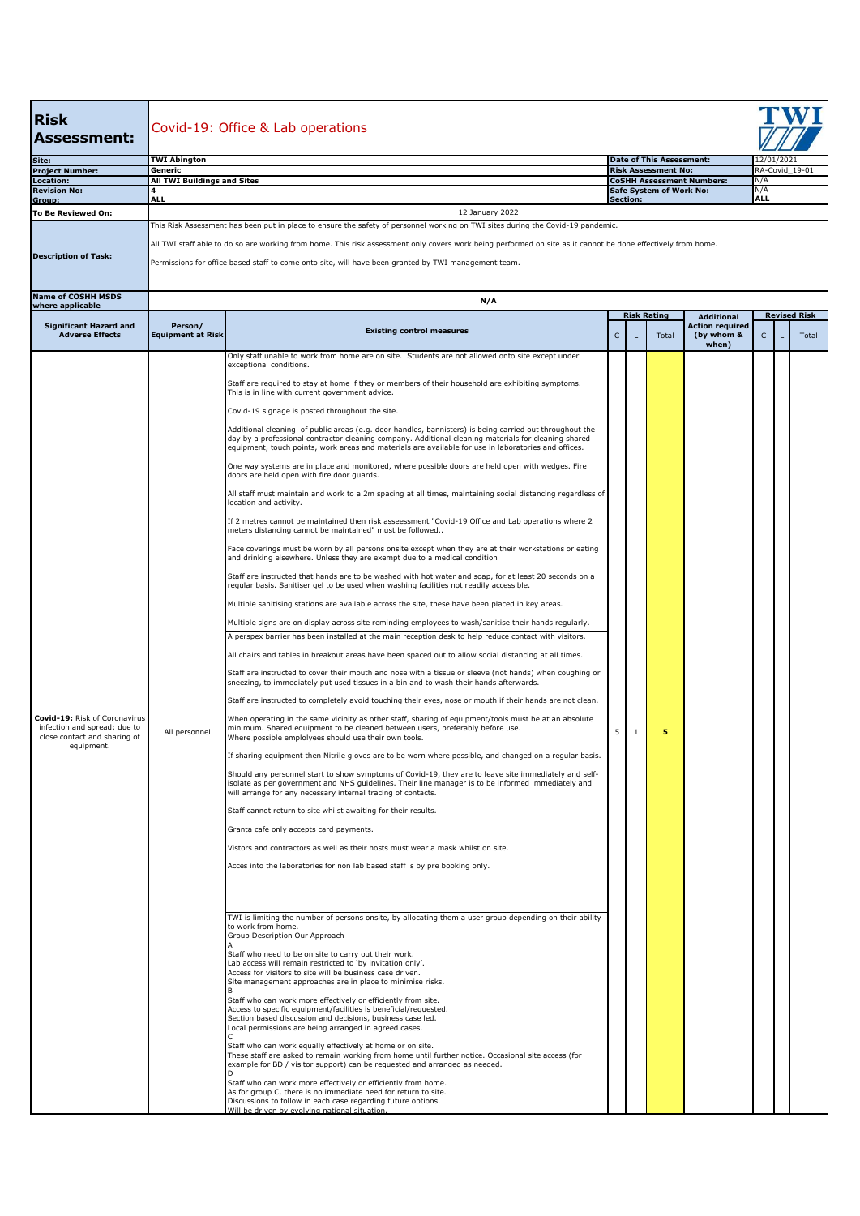# Risk Assessment: Covid-19: Office & Lab operations

TWI

| | | | |
|---|---|---|---|
| **Site:** | **TWI Abington** | **Date of This Assessment:** | 12/01/2021 |
| **Project Number:** | **Generic** | **Risk Assessment No:** | RA-Covid_19-01 |
| **Location:** | **All TWI Buildings and Sites** | **CoSHH Assessment Numbers:** | N/A |
| **Revision No:** | **4** | **Safe System of Work No:** | N/A |
| **Group:** | **ALL** | **Section:** | **ALL** |
| **To Be Reviewed On:** | 12 January 2022 | | |

**Description of Task:**

This Risk Assessment has been put in place to ensure the safety of personnel working on TWI sites during the Covid-19 pandemic.

All TWI staff able to do so are working from home. This risk assessment only covers work being performed on site as it cannot be done effectively from home.

Permissions for office based staff to come onto site, will have been granted by TWI management team.

**Name of COSHH MSDS where applicable:** N/A

| Significant Hazard and Adverse Effects | Person/ Equipment at Risk | Existing control measures | Risk Rating C | Risk Rating L | Risk Rating Total | Additional Action required (by whom & when) | Revised Risk C | Revised Risk L | Revised Risk Total |
|---|---|---|---|---|---|---|---|---|---|
| **Covid-19:** Risk of Coronavirus infection and spread; due to close contact and sharing of equipment. | All personnel | Only staff unable to work from home are on site. Students are not allowed onto site except under exceptional conditions.<br><br>Staff are required to stay at home if they or members of their household are exhibiting symptoms. This is in line with current government advice.<br><br>Covid-19 signage is posted throughout the site.<br><br>Additional cleaning of public areas (e.g. door handles, bannisters) is being carried out throughout the day by a professional contractor cleaning company. Additional cleaning materials for cleaning shared equipment, touch points, work areas and materials are available for use in laboratories and offices.<br><br>One way systems are in place and monitored, where possible doors are held open with wedges. Fire doors are held open with fire door guards.<br><br>All staff must maintain and work to a 2m spacing at all times, maintaining social distancing regardless of location and activity.<br><br>If 2 metres cannot be maintained then risk asseessment "Covid-19 Office and Lab operations where 2 meters distancing cannot be maintained" must be followed..<br><br>Face coverings must be worn by all persons onsite except when they are at their workstations or eating and drinking elsewhere. Unless they are exempt due to a medical condition<br><br>Staff are instructed that hands are to be washed with hot water and soap, for at least 20 seconds on a regular basis. Sanitiser gel to be used when washing facilities not readily accessible.<br><br>Multiple sanitising stations are available across the site, these have been placed in key areas.<br><br>Multiple signs are on display across site reminding employees to wash/sanitise their hands regularly.<br><br>A perspex barrier has been installed at the main reception desk to help reduce contact with visitors.<br><br>All chairs and tables in breakout areas have been spaced out to allow social distancing at all times.<br><br>Staff are instructed to cover their mouth and nose with a tissue or sleeve (not hands) when coughing or sneezing, to immediately put used tissues in a bin and to wash their hands afterwards.<br><br>Staff are instructed to completely avoid touching their eyes, nose or mouth if their hands are not clean.<br><br>When operating in the same vicinity as other staff, sharing of equipment/tools must be at an absolute minimum. Shared equipment to be cleaned between users, preferably before use. Where possible emplolyees should use their own tools.<br><br>If sharing equipment then Nitrile gloves are to be worn where possible, and changed on a regular basis.<br><br>Should any personnel start to show symptoms of Covid-19, they are to leave site immediately and self-isolate as per government and NHS guidelines. Their line manager is to be informed immediately and will arrange for any necessary internal tracing of contacts.<br><br>Staff cannot return to site whilst awaiting for their results.<br><br>Granta cafe only accepts card payments.<br><br>Vistors and contractors as well as their hosts must wear a mask whilst on site.<br><br>Acces into the laboratories for non lab based staff is by pre booking only.<br><br>TWI is limiting the number of persons onsite, by allocating them a user group depending on their ability to work from home.<br>Group Description Our Approach<br>A<br>Staff who need to be on site to carry out their work.<br>Lab access will remain restricted to 'by invitation only'.<br>Access for visitors to site will be business case driven.<br>Site management approaches are in place to minimise risks.<br>B<br>Staff who can work more effectively or efficiently from site.<br>Access to specific equipment/facilities is beneficial/requested.<br>Section based discussion and decisions, business case led.<br>Local permissions are being arranged in agreed cases.<br>C<br>Staff who can work equally effectively at home or on site.<br>These staff are asked to remain working from home until further notice. Occasional site access (for example for BD / visitor support) can be requested and arranged as needed.<br>D<br>Staff who can work more effectively or efficiently from home.<br>As for group C, there is no immediate need for return to site.<br>Discussions to follow in each case regarding future options.<br>Will be driven by evolving national situation. | 5 | 1 | **5** | | | | |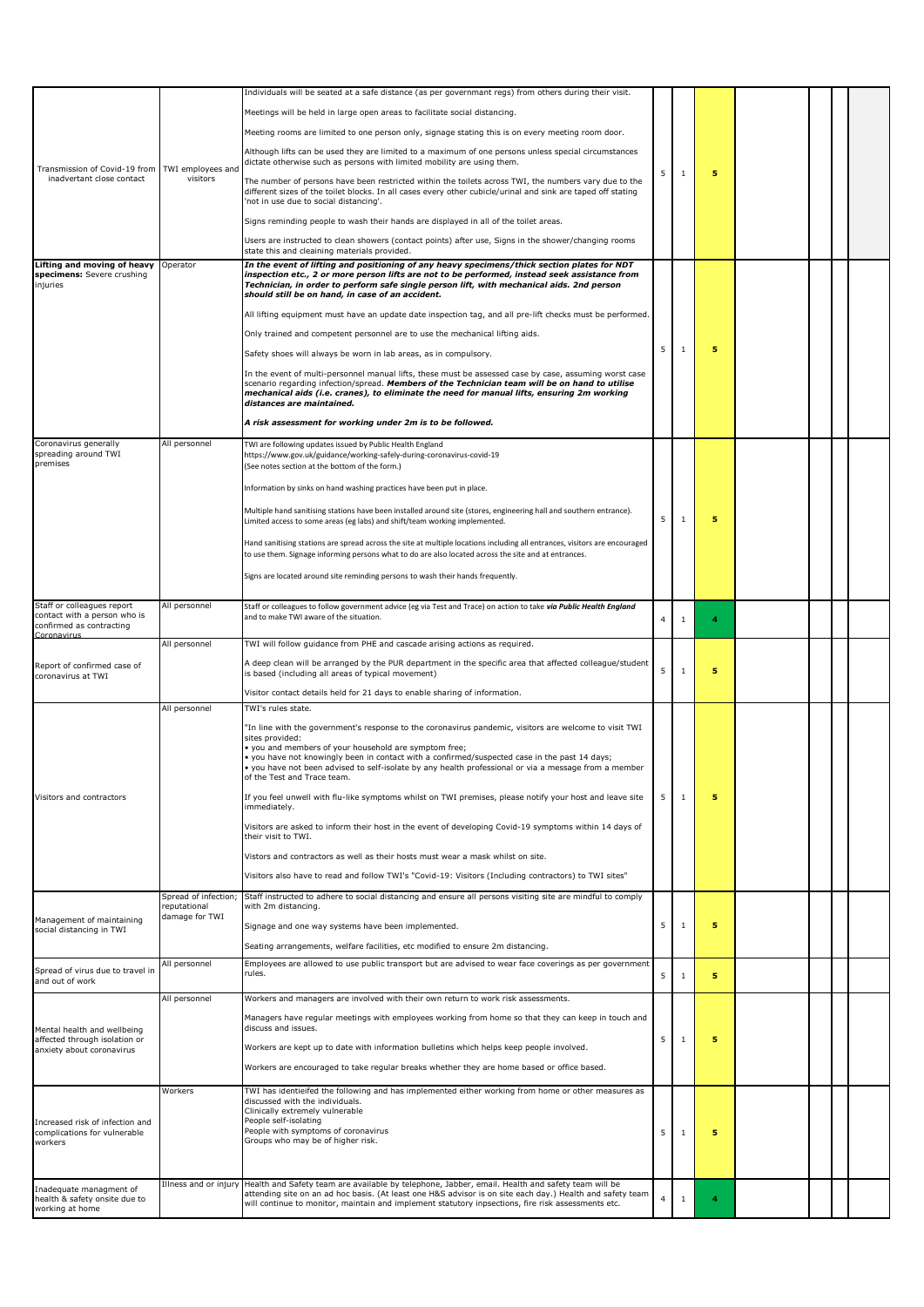| | | | | | | | | | |
|---|---|---|---|---|---|---|---|---|---|
| Transmission of Covid-19 from inadvertant close contact | TWI employees and visitors | Individuals will be seated at a safe distance (as per governmant regs) from others during their visit.<br><br>Meetings will be held in large open areas to facilitate social distancing.<br><br>Meeting rooms are limited to one person only, signage stating this is on every meeting room door.<br><br>Although lifts can be used they are limited to a maximum of one persons unless special circumstances dictate otherwise such as persons with limited mobility are using them.<br><br>The number of persons have been restricted within the toilets across TWI, the numbers vary due to the different sizes of the toilet blocks. In all cases every other cubicle/urinal and sink are taped off stating 'not in use due to social distancing'.<br><br>Signs reminding people to wash their hands are displayed in all of the toilet areas.<br><br>Users are instructed to clean showers (contact points) after use, Signs in the shower/changing rooms state this and cleaining materials provided. | 5 | 1 | 5 | | | | |
| **Lifting and moving of heavy specimens:** Severe crushing injuries | Operator | ***In the event of lifting and positioning of any heavy specimens/thick section plates for NDT inspection etc., 2 or more person lifts are not to be performed, instead seek assistance from Technician, in order to perform safe single person lift, with mechanical aids. 2nd person should still be on hand, in case of an accident.***<br><br>All lifting equipment must have an update date inspection tag, and all pre-lift checks must be performed.<br><br>Only trained and competent personnel are to use the mechanical lifting aids.<br><br>Safety shoes will always be worn in lab areas, as in compulsory.<br><br>In the event of multi-personnel manual lifts, these must be assessed case by case, assuming worst case scenario regarding infection/spread. ***Members of the Technician team will be on hand to utilise mechanical aids (i.e. cranes), to eliminate the need for manual lifts, ensuring 2m working distances are maintained.***<br><br>***A risk assessment for working under 2m is to be followed.*** | 5 | 1 | 5 | | | | |
| Coronavirus generally spreading around TWI premises | All personnel | TWI are following updates issued by Public Health England https://www.gov.uk/guidance/working-safely-during-coronavirus-covid-19 (See notes section at the bottom of the form.)<br><br>Information by sinks on hand washing practices have been put in place.<br><br>Multiple hand sanitising stations have been installed around site (stores, engineering hall and southern entrance). Limited access to some areas (eg labs) and shift/team working implemented.<br><br>Hand sanitising stations are spread across the site at multiple locations including all entrances, visitors are encouraged to use them. Signage informing persons what to do are also located across the site and at entrances.<br><br>Signs are located around site reminding persons to wash their hands frequently. | 5 | 1 | 5 | | | | |
| Staff or colleagues report contact with a person who is confirmed as contracting Coronavirus | All personnel | Staff or colleagues to follow government advice (eg via Test and Trace) on action to take ***via Public Health England*** and to make TWI aware of the situation. | 4 | 1 | 4 | | | | |
| Report of confirmed case of coronavirus at TWI | All personnel | TWI will follow guidance from PHE and cascade arising actions as required.<br><br>A deep clean will be arranged by the PUR department in the specific area that affected colleague/student is based (including all areas of typical movement)<br><br>Visitor contact details held for 21 days to enable sharing of information. | 5 | 1 | 5 | | | | |
| Visitors and contractors | All personnel | TWI's rules state.<br><br>"In line with the government's response to the coronavirus pandemic, visitors are welcome to visit TWI sites provided:<br>• you and members of your household are symptom free;<br>• you have not knowingly been in contact with a confirmed/suspected case in the past 14 days;<br>• you have not been advised to self-isolate by any health professional or via a message from a member of the Test and Trace team.<br><br>If you feel unwell with flu-like symptoms whilst on TWI premises, please notify your host and leave site immediately.<br><br>Visitors are asked to inform their host in the event of developing Covid-19 symptoms within 14 days of their visit to TWI.<br><br>Vistors and contractors as well as their hosts must wear a mask whilst on site.<br><br>Visitors also have to read and follow TWI's "Covid-19: Visitors (Including contractors) to TWI sites" | 5 | 1 | 5 | | | | |
| Management of maintaining social distancing in TWI | Spread of infection; reputational damage for TWI | Staff instructed to adhere to social distancing and ensure all persons visiting site are mindful to comply with 2m distancing.<br><br>Signage and one way systems have been implemented.<br><br>Seating arrangements, welfare facilities, etc modified to ensure 2m distancing. | 5 | 1 | 5 | | | | |
| Spread of virus due to travel in and out of work | All personnel | Employees are allowed to use public transport but are advised to wear face coverings as per government rules. | 5 | 1 | 5 | | | | |
| Mental health and wellbeing affected through isolation or anxiety about coronavirus | All personnel | Workers and managers are involved with their own return to work risk assessments.<br><br>Managers have regular meetings with employees working from home so that they can keep in touch and discuss and issues.<br><br>Workers are kept up to date with information bulletins which helps keep people involved.<br><br>Workers are encouraged to take regular breaks whether they are home based or office based. | 5 | 1 | 5 | | | | |
| Increased risk of infection and complications for vulnerable workers | Workers | TWI has identieifed the following and has implemented either working from home or other measures as discussed with the individuals.<br>Clinically extremely vulnerable<br>People self-isolating<br>People with symptoms of coronavirus<br>Groups who may be of higher risk. | 5 | 1 | 5 | | | | |
| Inadequate managment of health & safety onsite due to working at home | Illness and or injury | Health and Safety team are available by telephone, Jabber, email. Health and safety team will be attending site on an ad hoc basis. (At least one H&S advisor is on site each day.) Health and safety team will continue to monitor, maintain and implement statutory inpsections, fire risk assessments etc. | 4 | 1 | 4 | | | | |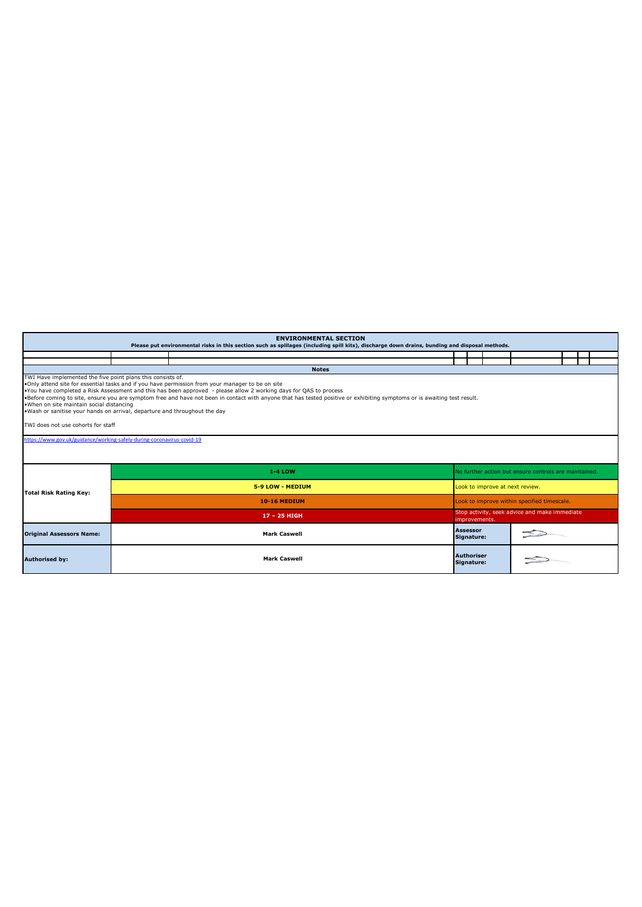## ENVIRONMENTAL SECTION

**Please put environmental risks in this section such as spillages (including spill kits), discharge down drains, bunding and disposal methods.**

| | | | | | | | | | | |
|---|---|---|---|---|---|---|---|---|---|---|
| | | | | | | | | | | |
| | | | | | | | | | | |

### Notes

TWI Have implemented the five point plans this consists of.

- Only attend site for essential tasks and if you have permission from your manager to be on site
- You have completed a Risk Assessment and this has been approved - please allow 2 working days for QAS to process
- Before coming to site, ensure you are symptom free and have not been in contact with anyone that has tested positive or exhibiting symptoms or is awaiting test result.
- When on site maintain social distancing
- Wash or sanitise your hands on arrival, departure and throughout the day

TWI does not use cohorts for staff

https://www.gov.uk/guidance/working-safely-during-coronavirus-covid-19

| | | |
|---|---|---|
| **Total Risk Rating Key:** | **1-4 LOW** | No further action but ensure controls are maintained. |
| | **5-9 LOW - MEDIUM** | Look to improve at next review. |
| | **10-16 MEDIUM** | Look to improve within specified timescale. |
| | **17 – 25 HIGH** | Stop activity, seek advice and make immediate improvements. |

| | | | |
|---|---|---|---|
| **Original Assessors Name:** | **Mark Caswell** | **Assessor Signature:** | |
| **Authorised by:** | **Mark Caswell** | **Authoriser Signature:** | |